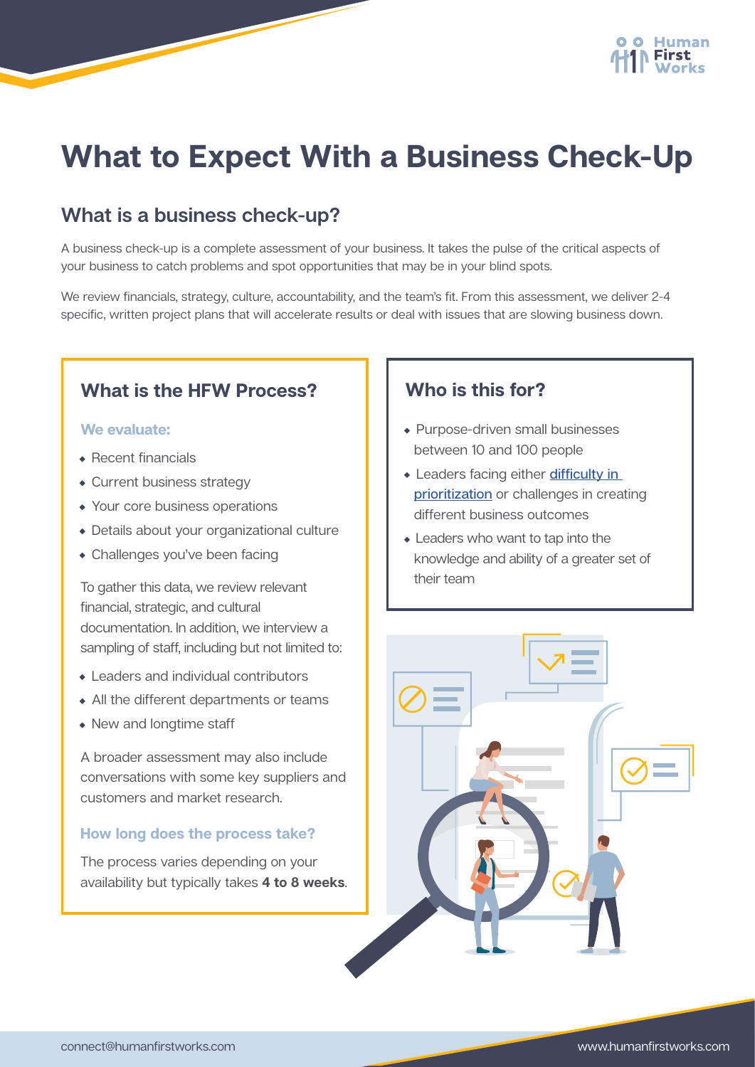# What to Expect With a Business Check-Up

## What is a business check-up?

A business check-up is a complete assessment of your business. It takes the pulse of the critical aspects of your business to catch problems and spot opportunities that may be in your blind spots.

We review financials, strategy, culture, accountability, and the team's fit. From this assessment, we deliver 2-4 specific, written project plans that will accelerate results or deal with issues that are slowing business down.

### What is the HFW Process?

#### We evaluate:

- Recent financials
- Current business strategy
- Your core business operations
- Details about your organizational culture
- Challenges you've been facing

To gather this data, we review relevant financial, strategic, and cultural documentation. In addition, we interview a sampling of staff, including but not limited to:

- Leaders and individual contributors
- All the different departments or teams
- New and longtime staff

A broader assessment may also include conversations with some key suppliers and customers and market research.

#### How long does the process take?

The process varies depending on your availability but typically takes **4 to 8 weeks**.

### Who is this for?

- Purpose-driven small businesses between 10 and 100 people
- Leaders facing either difficulty in prioritization or challenges in creating different business outcomes
- Leaders who want to tap into the knowledge and ability of a greater set of their team

connect@humanfirstworks.com

www.humanfirstworks.com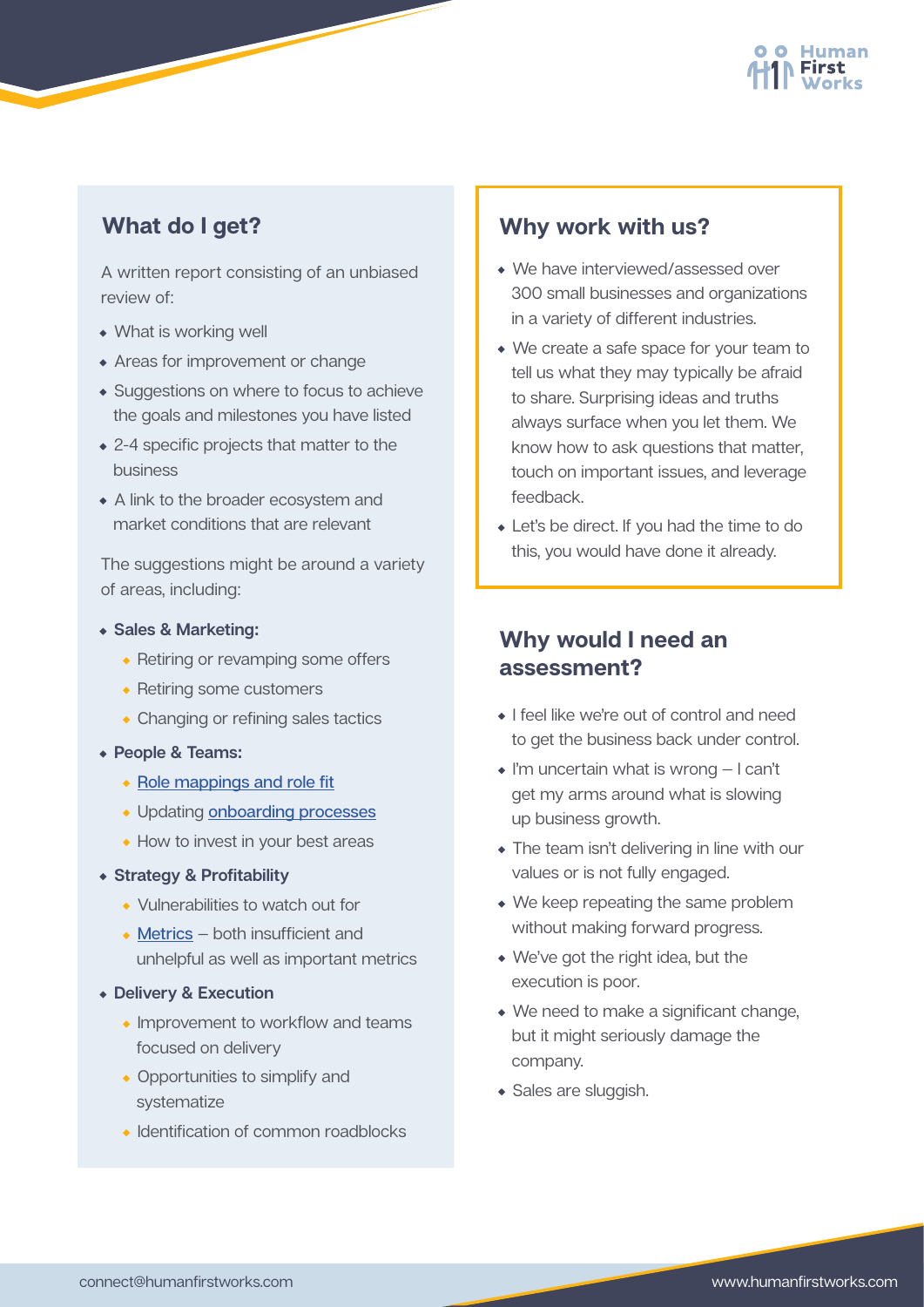## What do I get?

A written report consisting of an unbiased review of:

- What is working well
- Areas for improvement or change
- Suggestions on where to focus to achieve the goals and milestones you have listed
- 2-4 specific projects that matter to the business
- A link to the broader ecosystem and market conditions that are relevant

The suggestions might be around a variety of areas, including:

- **Sales & Marketing:**
  - Retiring or revamping some offers
  - Retiring some customers
  - Changing or refining sales tactics
- **People & Teams:**
  - Role mappings and role fit
  - Updating onboarding processes
  - How to invest in your best areas
- **Strategy & Profitability**
  - Vulnerabilities to watch out for
  - Metrics – both insufficient and unhelpful as well as important metrics
- **Delivery & Execution**
  - Improvement to workflow and teams focused on delivery
  - Opportunities to simplify and systematize
  - Identification of common roadblocks

## Why work with us?

- We have interviewed/assessed over 300 small businesses and organizations in a variety of different industries.
- We create a safe space for your team to tell us what they may typically be afraid to share. Surprising ideas and truths always surface when you let them. We know how to ask questions that matter, touch on important issues, and leverage feedback.
- Let's be direct. If you had the time to do this, you would have done it already.

## Why would I need an assessment?

- I feel like we're out of control and need to get the business back under control.
- I'm uncertain what is wrong – I can't get my arms around what is slowing up business growth.
- The team isn't delivering in line with our values or is not fully engaged.
- We keep repeating the same problem without making forward progress.
- We've got the right idea, but the execution is poor.
- We need to make a significant change, but it might seriously damage the company.
- Sales are sluggish.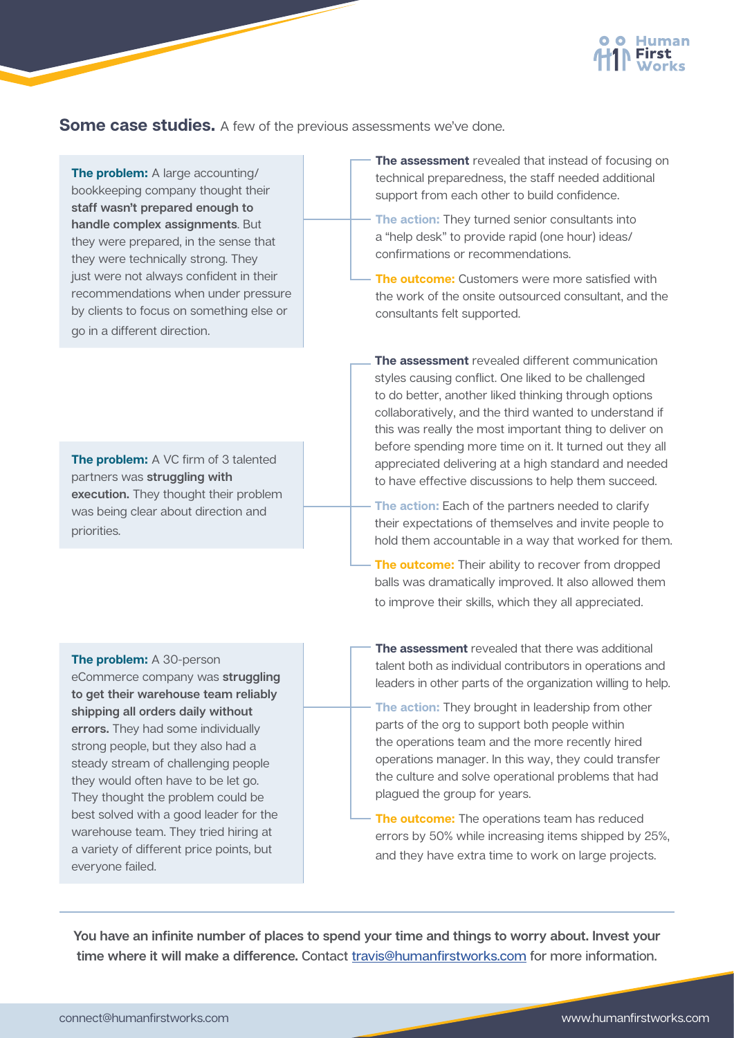**Some case studies.** A few of the previous assessments we've done.

**The problem:** A large accounting/bookkeeping company thought their **staff wasn't prepared enough to handle complex assignments**. But they were prepared, in the sense that they were technically strong. They just were not always confident in their recommendations when under pressure by clients to focus on something else or go in a different direction.

**The assessment** revealed that instead of focusing on technical preparedness, the staff needed additional support from each other to build confidence.

**The action:** They turned senior consultants into a "help desk" to provide rapid (one hour) ideas/confirmations or recommendations.

**The outcome:** Customers were more satisfied with the work of the onsite outsourced consultant, and the consultants felt supported.

**The problem:** A VC firm of 3 talented partners was **struggling with execution.** They thought their problem was being clear about direction and priorities.

**The assessment** revealed different communication styles causing conflict. One liked to be challenged to do better, another liked thinking through options collaboratively, and the third wanted to understand if this was really the most important thing to deliver on before spending more time on it. It turned out they all appreciated delivering at a high standard and needed to have effective discussions to help them succeed.

**The action:** Each of the partners needed to clarify their expectations of themselves and invite people to hold them accountable in a way that worked for them.

**The outcome:** Their ability to recover from dropped balls was dramatically improved. It also allowed them to improve their skills, which they all appreciated.

**The problem:** A 30-person eCommerce company was **struggling to get their warehouse team reliably shipping all orders daily without errors.** They had some individually strong people, but they also had a steady stream of challenging people they would often have to be let go. They thought the problem could be best solved with a good leader for the warehouse team. They tried hiring at a variety of different price points, but everyone failed.

**The assessment** revealed that there was additional talent both as individual contributors in operations and leaders in other parts of the organization willing to help.

**The action:** They brought in leadership from other parts of the org to support both people within the operations team and the more recently hired operations manager. In this way, they could transfer the culture and solve operational problems that had plagued the group for years.

**The outcome:** The operations team has reduced errors by 50% while increasing items shipped by 25%, and they have extra time to work on large projects.

---

**You have an infinite number of places to spend your time and things to worry about. Invest your time where it will make a difference.** Contact [travis@humanfirstworks.com](mailto:travis@humanfirstworks.com) for more information.

connect@humanfirstworks.com www.humanfirstworks.com